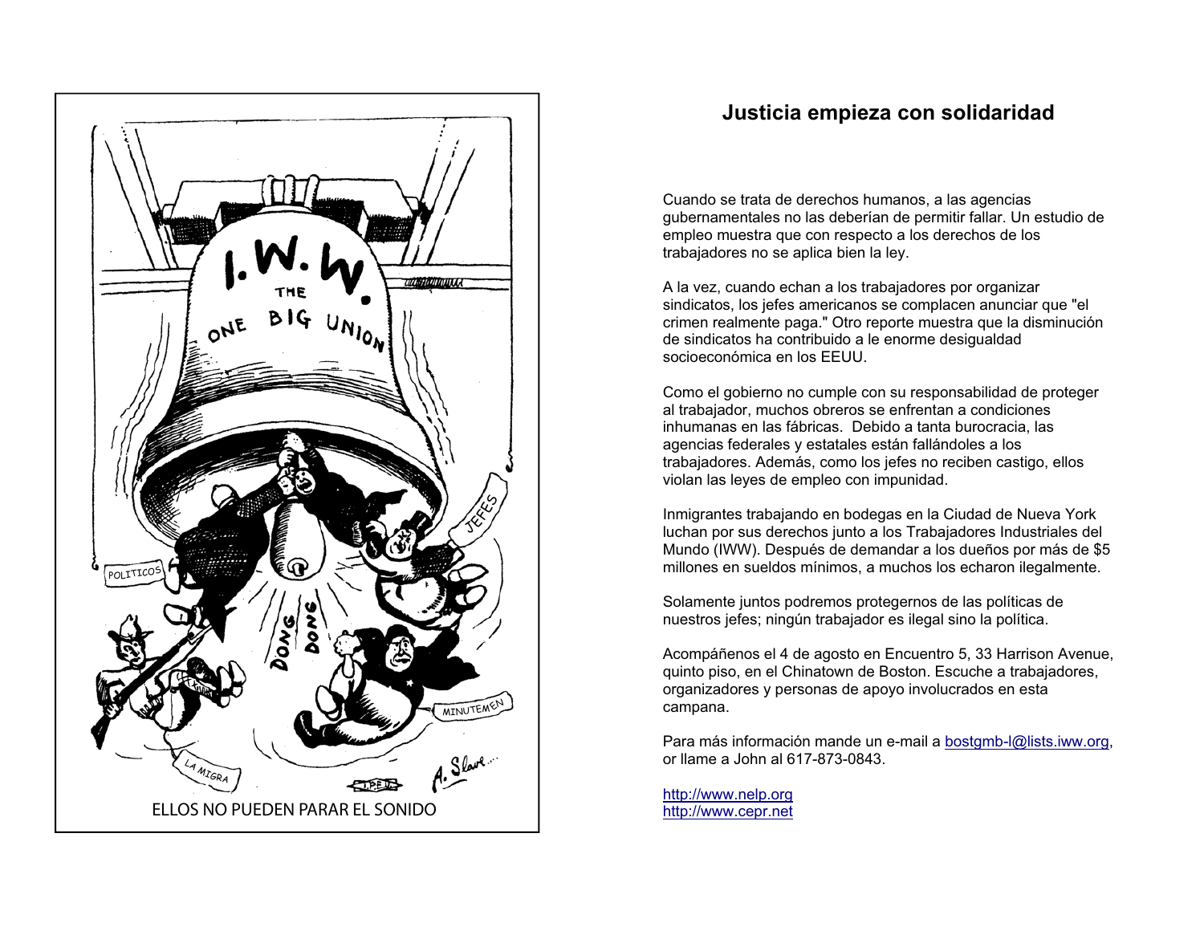ELLOS NO PUEDEN PARAR EL SONIDO

# Justicia empieza con solidaridad

Cuando se trata de derechos humanos, a las agencias gubernamentales no las deberían de permitir fallar. Un estudio de empleo muestra que con respecto a los derechos de los trabajadores no se aplica bien la ley.

A la vez, cuando echan a los trabajadores por organizar sindicatos, los jefes americanos se complacen anunciar que "el crimen realmente paga." Otro reporte muestra que la disminución de sindicatos ha contribuido a le enorme desigualdad socioeconómica en los EEUU.

Como el gobierno no cumple con su responsabilidad de proteger al trabajador, muchos obreros se enfrentan a condiciones inhumanas en las fábricas. Debido a tanta burocracia, las agencias federales y estatales están fallándoles a los trabajadores. Además, como los jefes no reciben castigo, ellos violan las leyes de empleo con impunidad.

Inmigrantes trabajando en bodegas en la Ciudad de Nueva York luchan por sus derechos junto a los Trabajadores Industriales del Mundo (IWW). Después de demandar a los dueños por más de $5 millones en sueldos mínimos, a muchos los echaron ilegalmente.

Solamente juntos podremos protegernos de las políticas de nuestros jefes; ningún trabajador es ilegal sino la política.

Acompáñenos el 4 de agosto en Encuentro 5, 33 Harrison Avenue, quinto piso, en el Chinatown de Boston. Escuche a trabajadores, organizadores y personas de apoyo involucrados en esta campana.

Para más información mande un e-mail a bostgmb-l@lists.iww.org, or llame a John al 617-873-0843.

http://www.nelp.org
http://www.cepr.net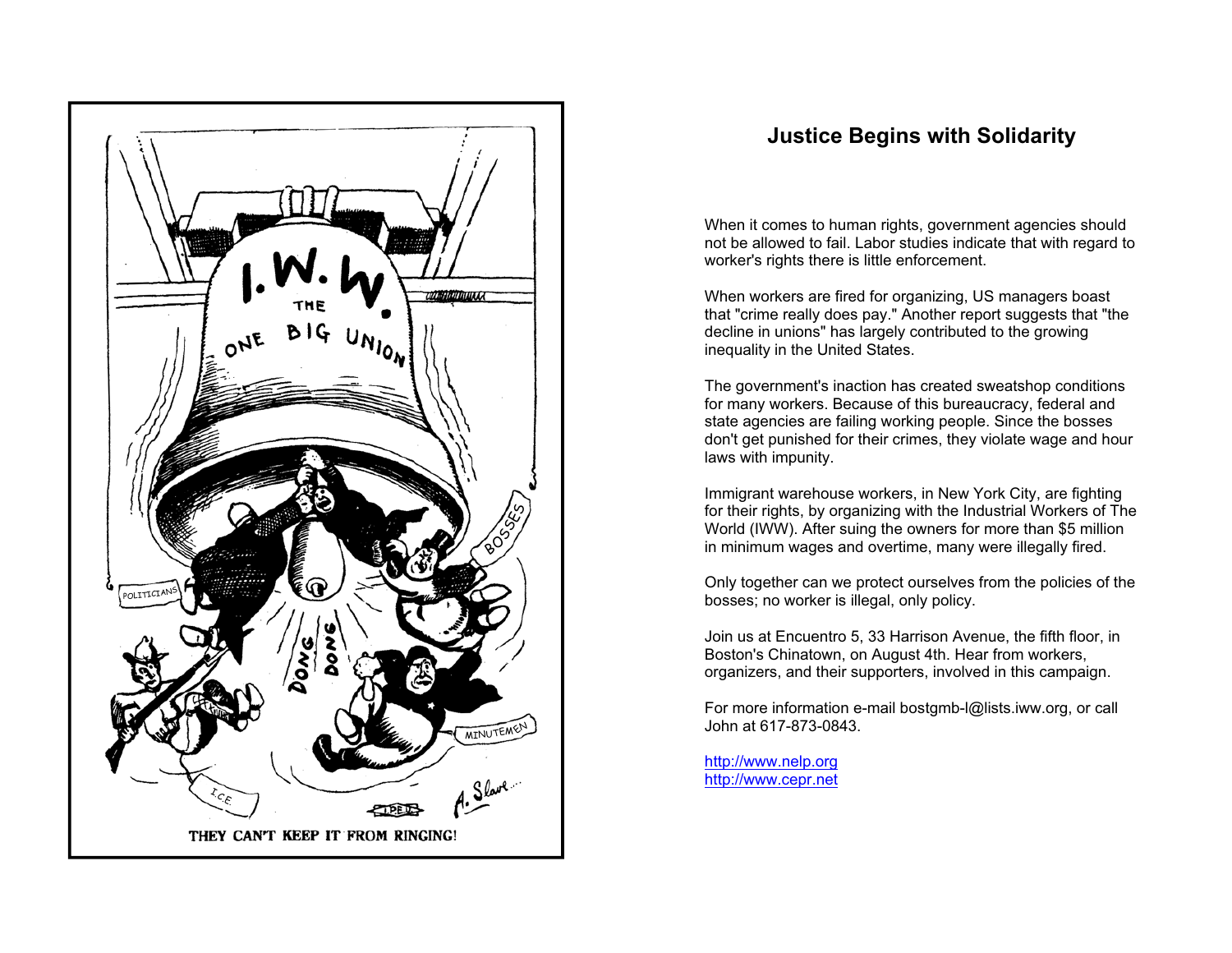## Justice Begins with Solidarity

When it comes to human rights, government agencies should not be allowed to fail. Labor studies indicate that with regard to worker's rights there is little enforcement.

When workers are fired for organizing, US managers boast that "crime really does pay." Another report suggests that "the decline in unions" has largely contributed to the growing inequality in the United States.

The government's inaction has created sweatshop conditions for many workers. Because of this bureaucracy, federal and state agencies are failing working people. Since the bosses don't get punished for their crimes, they violate wage and hour laws with impunity.

Immigrant warehouse workers, in New York City, are fighting for their rights, by organizing with the Industrial Workers of The World (IWW). After suing the owners for more than $5 million in minimum wages and overtime, many were illegally fired.

Only together can we protect ourselves from the policies of the bosses; no worker is illegal, only policy.

Join us at Encuentro 5, 33 Harrison Avenue, the fifth floor, in Boston's Chinatown, on August 4th. Hear from workers, organizers, and their supporters, involved in this campaign.

For more information e-mail bostgmb-l@lists.iww.org, or call John at 617-873-0843.

http://www.nelp.org
http://www.cepr.net